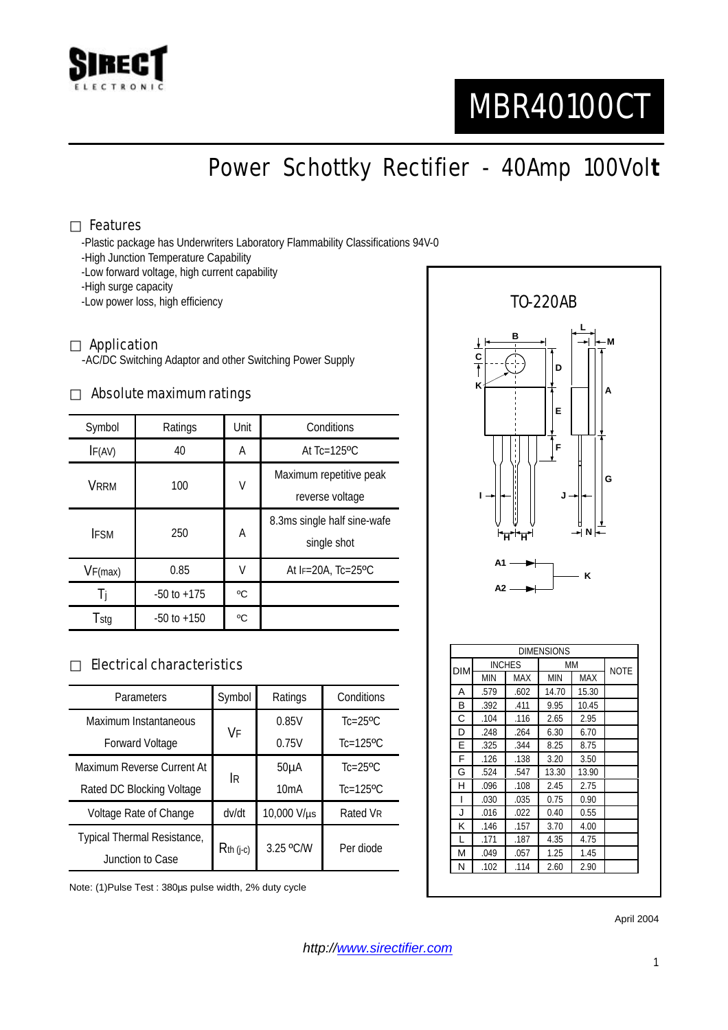# MBR40100CT

## Power Schottky Rectifier - 40Amp 100Volt

### Features

-Plastic package has Underwriters Laboratory Flammability Classifications 94V-0
-High Junction Temperature Capability
-Low forward voltage, high current capability
-High surge capacity
-Low power loss, high efficiency

### Application

-AC/DC Switching Adaptor and other Switching Power Supply

### Absolute maximum ratings

| Symbol | Ratings | Unit | Conditions |
|---|---|---|---|
| $I_{F(AV)}$ | 40 | A | At Tc=125ºC |
| $V_{RRM}$ | 100 | V | Maximum repetitive peak reverse voltage |
| $I_{FSM}$ | 250 | A | 8.3ms single half sine-wafe single shot |
| $V_{F(max)}$ | 0.85 | V | At $I_F$=20A, Tc=25ºC |
| $T_j$ | -50 to +175 | ºC | |
| $T_{stg}$ | -50 to +150 | ºC | |

### Electrical characteristics

| Parameters | Symbol | Ratings | Conditions |
|---|---|---|---|
| Maximum Instantaneous Forward Voltage | $V_F$ | 0.85V | Tc=25ºC |
| | | 0.75V | Tc=125ºC |
| Maximum Reverse Current At Rated DC Blocking Voltage | $I_R$ | 50µA | Tc=25ºC |
| | | 10mA | Tc=125ºC |
| Voltage Rate of Change | dv/dt | 10,000 V/µs | Rated $V_R$ |
| Typical Thermal Resistance, Junction to Case | $R_{th\ (j-c)}$ | 3.25 ºC/W | Per diode |

Note: (1)Pulse Test : 380µs pulse width, 2% duty cycle

TO-220AB

| DIM | INCHES | | MM | | NOTE |
|---|---|---|---|---|---|
| | MIN | MAX | MIN | MAX | |
| A | .579 | .602 | 14.70 | 15.30 | |
| B | .392 | .411 | 9.95 | 10.45 | |
| C | .104 | .116 | 2.65 | 2.95 | |
| D | .248 | .264 | 6.30 | 6.70 | |
| E | .325 | .344 | 8.25 | 8.75 | |
| F | .126 | .138 | 3.20 | 3.50 | |
| G | .524 | .547 | 13.30 | 13.90 | |
| H | .096 | .108 | 2.45 | 2.75 | |
| I | .030 | .035 | 0.75 | 0.90 | |
| J | .016 | .022 | 0.40 | 0.55 | |
| K | .146 | .157 | 3.70 | 4.00 | |
| L | .171 | .187 | 4.35 | 4.75 | |
| M | .049 | .057 | 1.25 | 1.45 | |
| N | .102 | .114 | 2.60 | 2.90 | |

April 2004

http://www.sirectifier.com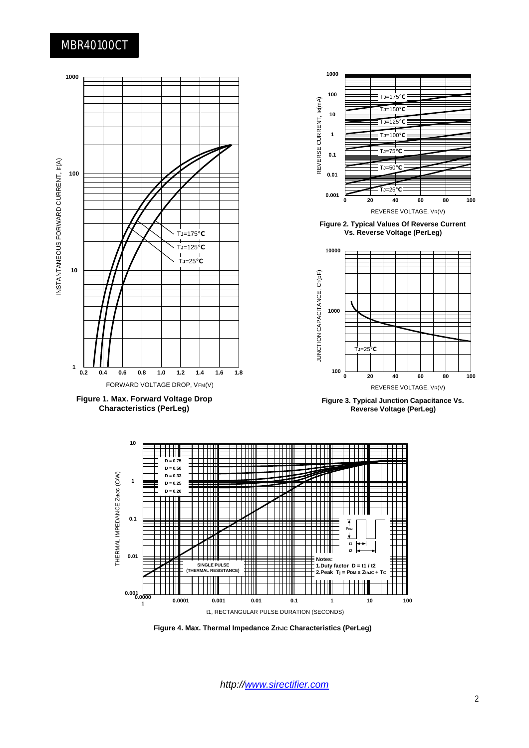Figure 1. Max. Forward Voltage Drop Characteristics (PerLeg)

Figure 2. Typical Values Of Reverse Current Vs. Reverse Voltage (PerLeg)

Figure 3. Typical Junction Capacitance Vs. Reverse Voltage (PerLeg)

Figure 4. Max. Thermal Impedance $Z_{thJC}$ Characteristics (PerLeg)

http://www.sirectifier.com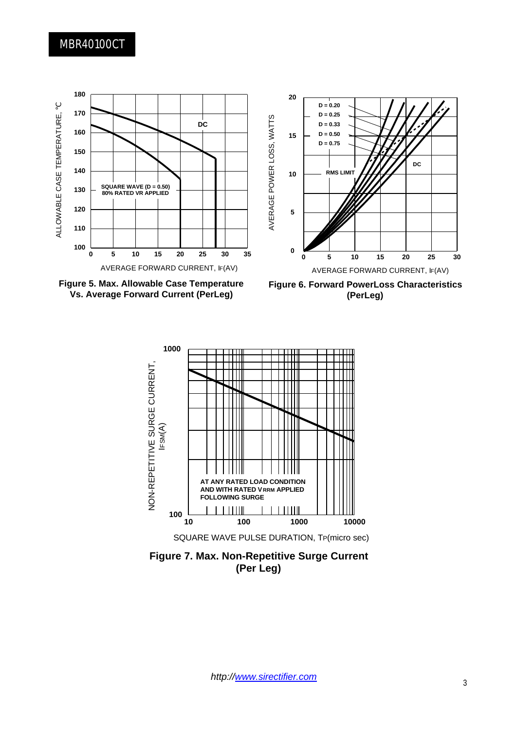MBR40100CT

180
170
160
150
140
130
120
110
100

ALLOWABLE CASE TEMPERATURE, °C

DC

SQUARE WAVE (D = 0.50)
80% RATED VR APPLIED

0 5 10 15 20 25 30 35

AVERAGE FORWARD CURRENT, IF(AV)

**Figure 5. Max. Allowable Case Temperature Vs. Average Forward Current (PerLeg)**

20
15
10
5
0

AVERAGE POWER LOSS, WATTS

D = 0.20
D = 0.25
D = 0.33
D = 0.50
D = 0.75

RMS LIMIT

DC

0 5 10 15 20 25 30

AVERAGE FORWARD CURRENT, IF(AV)

**Figure 6. Forward PowerLoss Characteristics (PerLeg)**

1000
100

NON-REPETITIVE SURGE CURRENT, IFSM(A)

AT ANY RATED LOAD CONDITION
AND WITH RATED VRRM APPLIED
FOLLOWING SURGE

10 100 1000 10000

SQUARE WAVE PULSE DURATION, TP(micro sec)

**Figure 7. Max. Non-Repetitive Surge Current (Per Leg)**

*http://www.sirectifier.com*